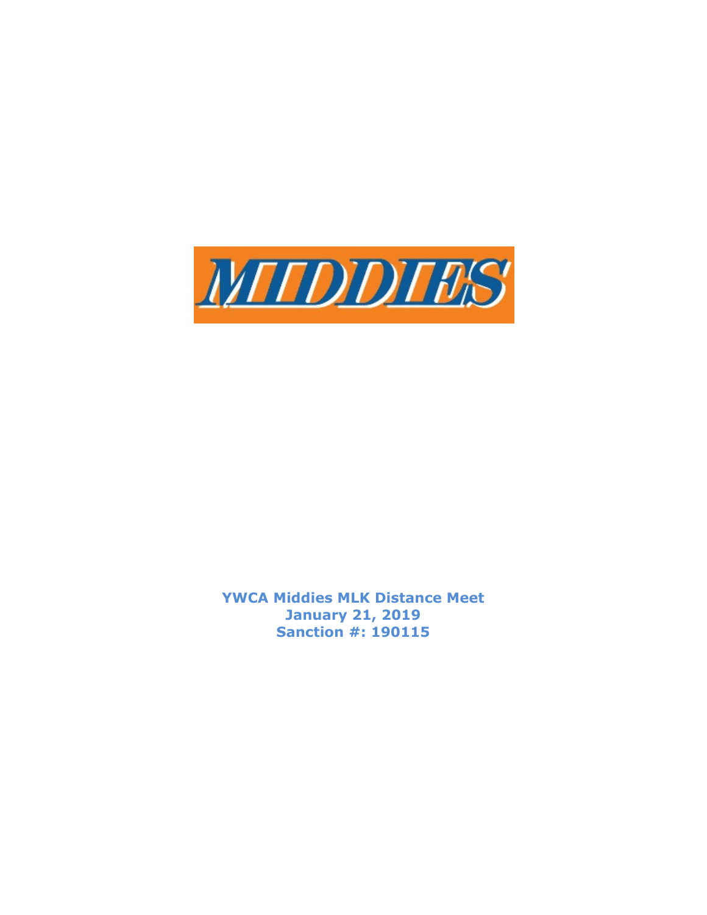MIDDIES

**YWCA Middies MLK Distance Meet**
**January 21, 2019**
**Sanction #: 190115**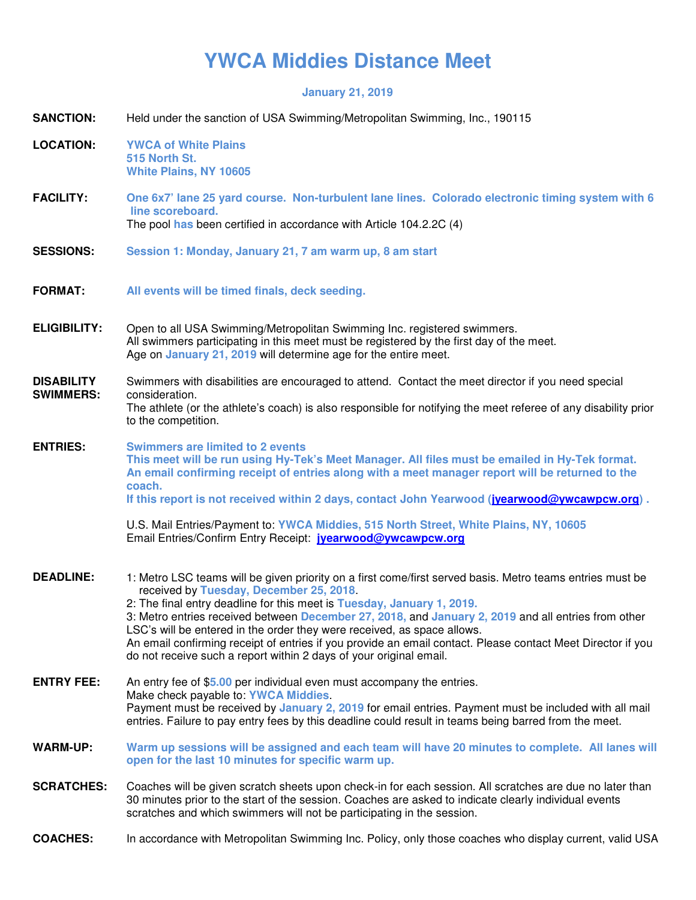# YWCA Middies Distance Meet

**January 21, 2019**

**SANCTION:** Held under the sanction of USA Swimming/Metropolitan Swimming, Inc., 190115

**LOCATION:** **YWCA of White Plains**
**515 North St.**
**White Plains, NY 10605**

**FACILITY:** **One 6x7' lane 25 yard course. Non-turbulent lane lines. Colorado electronic timing system with 6 line scoreboard.**
The pool **has** been certified in accordance with Article 104.2.2C (4)

**SESSIONS:** **Session 1: Monday, January 21, 7 am warm up, 8 am start**

**FORMAT:** **All events will be timed finals, deck seeding.**

**ELIGIBILITY:** Open to all USA Swimming/Metropolitan Swimming Inc. registered swimmers.
All swimmers participating in this meet must be registered by the first day of the meet.
Age on **January 21, 2019** will determine age for the entire meet.

**DISABILITY SWIMMERS:** Swimmers with disabilities are encouraged to attend. Contact the meet director if you need special consideration.
The athlete (or the athlete's coach) is also responsible for notifying the meet referee of any disability prior to the competition.

**ENTRIES:** **Swimmers are limited to 2 events**
**This meet will be run using Hy-Tek's Meet Manager. All files must be emailed in Hy-Tek format.**
**An email confirming receipt of entries along with a meet manager report will be returned to the coach.**
**If this report is not received within 2 days, contact John Yearwood (jyearwood@ywcawpcw.org) .**

U.S. Mail Entries/Payment to: **YWCA Middies, 515 North Street, White Plains, NY, 10605**
Email Entries/Confirm Entry Receipt: **jyearwood@ywcawpcw.org**

**DEADLINE:** 1: Metro LSC teams will be given priority on a first come/first served basis. Metro teams entries must be received by **Tuesday, December 25, 2018**.
2: The final entry deadline for this meet is **Tuesday, January 1, 2019.**
3: Metro entries received between **December 27, 2018,** and **January 2, 2019** and all entries from other LSC's will be entered in the order they were received, as space allows.
An email confirming receipt of entries if you provide an email contact. Please contact Meet Director if you do not receive such a report within 2 days of your original email.

**ENTRY FEE:** An entry fee of $**5.00** per individual even must accompany the entries.
Make check payable to: **YWCA Middies**.
Payment must be received by **January 2, 2019** for email entries. Payment must be included with all mail entries. Failure to pay entry fees by this deadline could result in teams being barred from the meet.

**WARM-UP:** **Warm up sessions will be assigned and each team will have 20 minutes to complete. All lanes will open for the last 10 minutes for specific warm up.**

**SCRATCHES:** Coaches will be given scratch sheets upon check-in for each session. All scratches are due no later than 30 minutes prior to the start of the session. Coaches are asked to indicate clearly individual events scratches and which swimmers will not be participating in the session.

**COACHES:** In accordance with Metropolitan Swimming Inc. Policy, only those coaches who display current, valid USA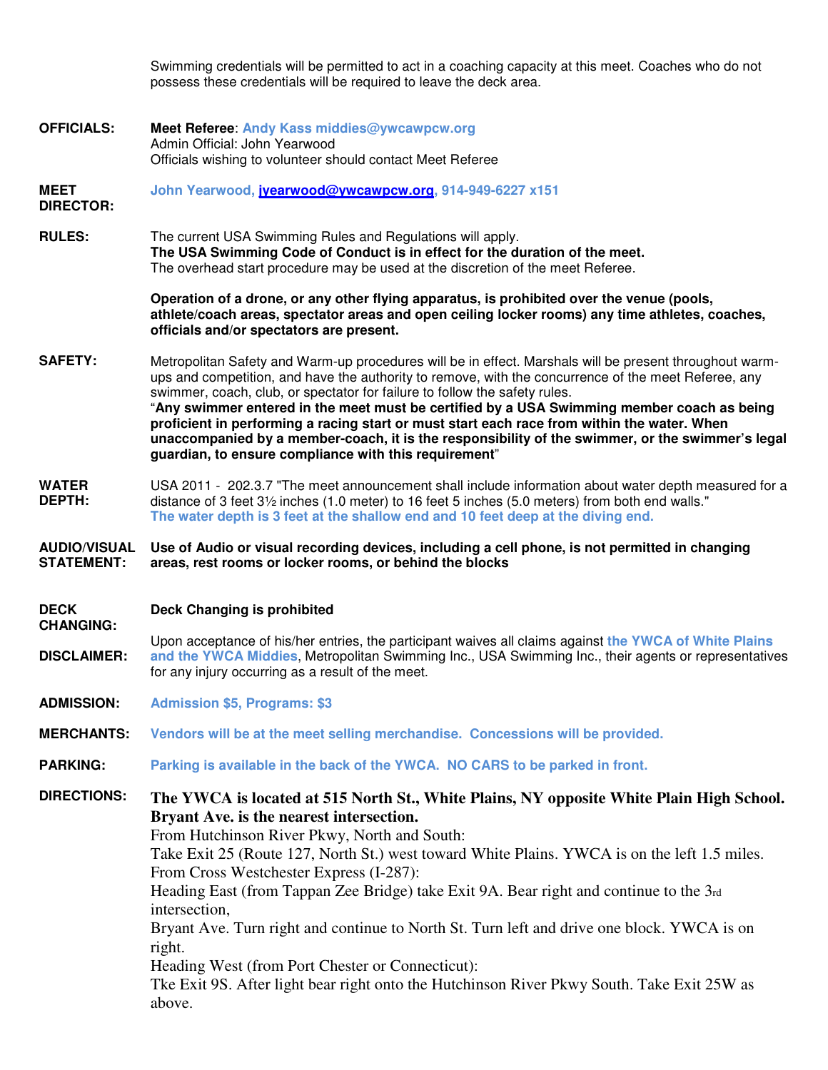Swimming credentials will be permitted to act in a coaching capacity at this meet. Coaches who do not possess these credentials will be required to leave the deck area.

**OFFICIALS:** **Meet Referee**: **Andy Kass middies@ywcawpcw.org**
Admin Official: John Yearwood
Officials wishing to volunteer should contact Meet Referee

**MEET DIRECTOR:** **John Yearwood, jyearwood@ywcawpcw.org, 914-949-6227 x151**

**RULES:** The current USA Swimming Rules and Regulations will apply.
**The USA Swimming Code of Conduct is in effect for the duration of the meet.**
The overhead start procedure may be used at the discretion of the meet Referee.

**Operation of a drone, or any other flying apparatus, is prohibited over the venue (pools, athlete/coach areas, spectator areas and open ceiling locker rooms) any time athletes, coaches, officials and/or spectators are present.**

**SAFETY:** Metropolitan Safety and Warm-up procedures will be in effect. Marshals will be present throughout warm-ups and competition, and have the authority to remove, with the concurrence of the meet Referee, any swimmer, coach, club, or spectator for failure to follow the safety rules.
"**Any swimmer entered in the meet must be certified by a USA Swimming member coach as being proficient in performing a racing start or must start each race from within the water. When unaccompanied by a member-coach, it is the responsibility of the swimmer, or the swimmer's legal guardian, to ensure compliance with this requirement**"

**WATER DEPTH:** USA 2011 - 202.3.7 "The meet announcement shall include information about water depth measured for a distance of 3 feet 3½ inches (1.0 meter) to 16 feet 5 inches (5.0 meters) from both end walls."
**The water depth is 3 feet at the shallow end and 10 feet deep at the diving end.**

**AUDIO/VISUAL STATEMENT:** **Use of Audio or visual recording devices, including a cell phone, is not permitted in changing areas, rest rooms or locker rooms, or behind the blocks**

**DECK CHANGING:** **Deck Changing is prohibited**

**DISCLAIMER:** Upon acceptance of his/her entries, the participant waives all claims against **the YWCA of White Plains and the YWCA Middies**, Metropolitan Swimming Inc., USA Swimming Inc., their agents or representatives for any injury occurring as a result of the meet.

**ADMISSION:** **Admission $5, Programs: $3**

**MERCHANTS:** **Vendors will be at the meet selling merchandise. Concessions will be provided.**

**PARKING:** **Parking is available in the back of the YWCA. NO CARS to be parked in front.**

**DIRECTIONS:** **The YWCA is located at 515 North St., White Plains, NY opposite White Plain High School. Bryant Ave. is the nearest intersection.**
From Hutchinson River Pkwy, North and South:
Take Exit 25 (Route 127, North St.) west toward White Plains. YWCA is on the left 1.5 miles.
From Cross Westchester Express (I-287):
Heading East (from Tappan Zee Bridge) take Exit 9A. Bear right and continue to the 3rd intersection,
Bryant Ave. Turn right and continue to North St. Turn left and drive one block. YWCA is on right.
Heading West (from Port Chester or Connecticut):
Tke Exit 9S. After light bear right onto the Hutchinson River Pkwy South. Take Exit 25W as above.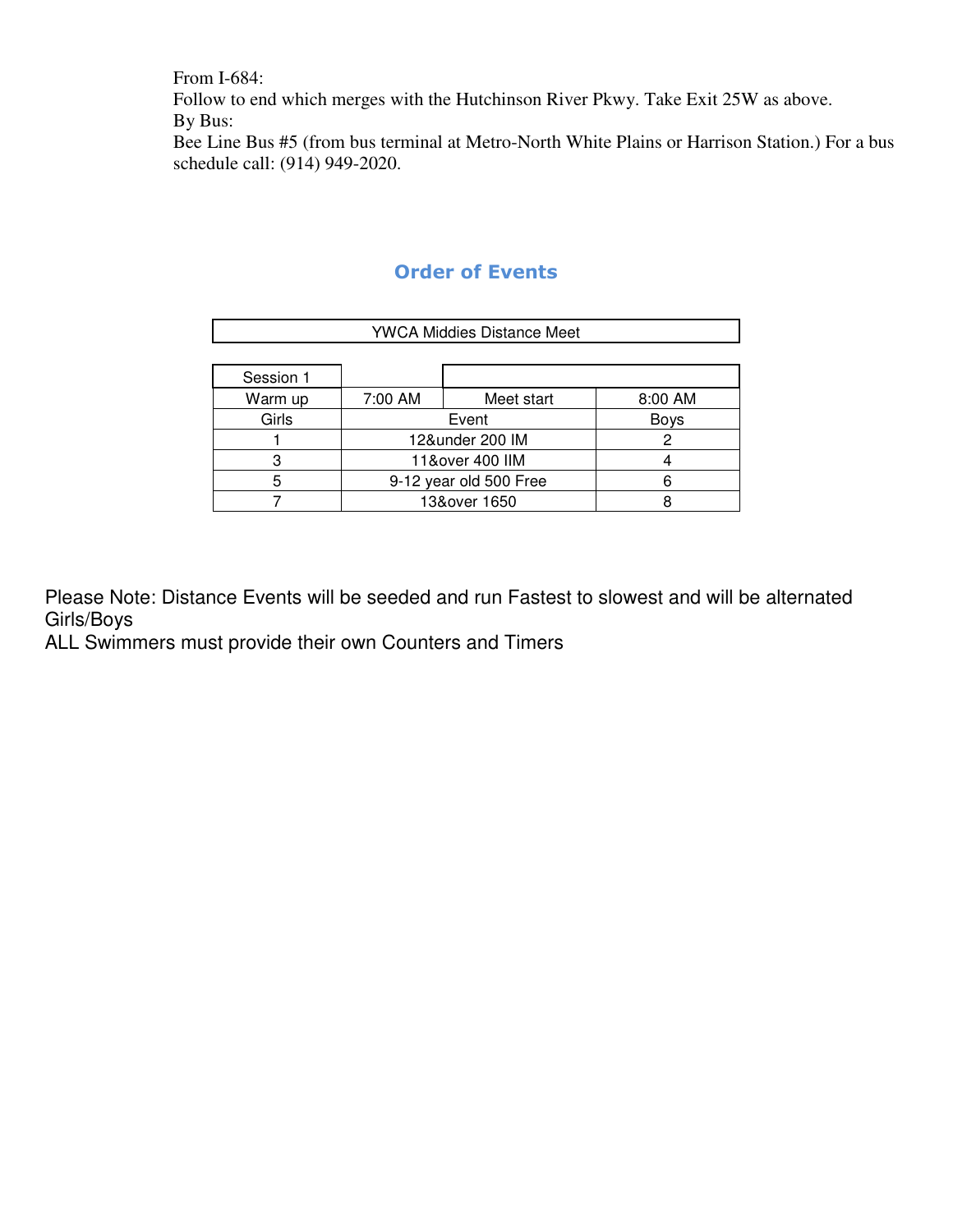From I-684:
Follow to end which merges with the Hutchinson River Pkwy. Take Exit 25W as above.
By Bus:
Bee Line Bus #5 (from bus terminal at Metro-North White Plains or Harrison Station.) For a bus schedule call: (914) 949-2020.

## Order of Events

YWCA Middies Distance Meet

| Session 1 | | | |
|---|---|---|---|
| Warm up | 7:00 AM | Meet start | 8:00 AM |
| Girls | Event | | Boys |
| 1 | 12&under 200 IM | | 2 |
| 3 | 11&over 400 IIM | | 4 |
| 5 | 9-12 year old 500 Free | | 6 |
| 7 | 13&over 1650 | | 8 |

Please Note: Distance Events will be seeded and run Fastest to slowest and will be alternated Girls/Boys
ALL Swimmers must provide their own Counters and Timers